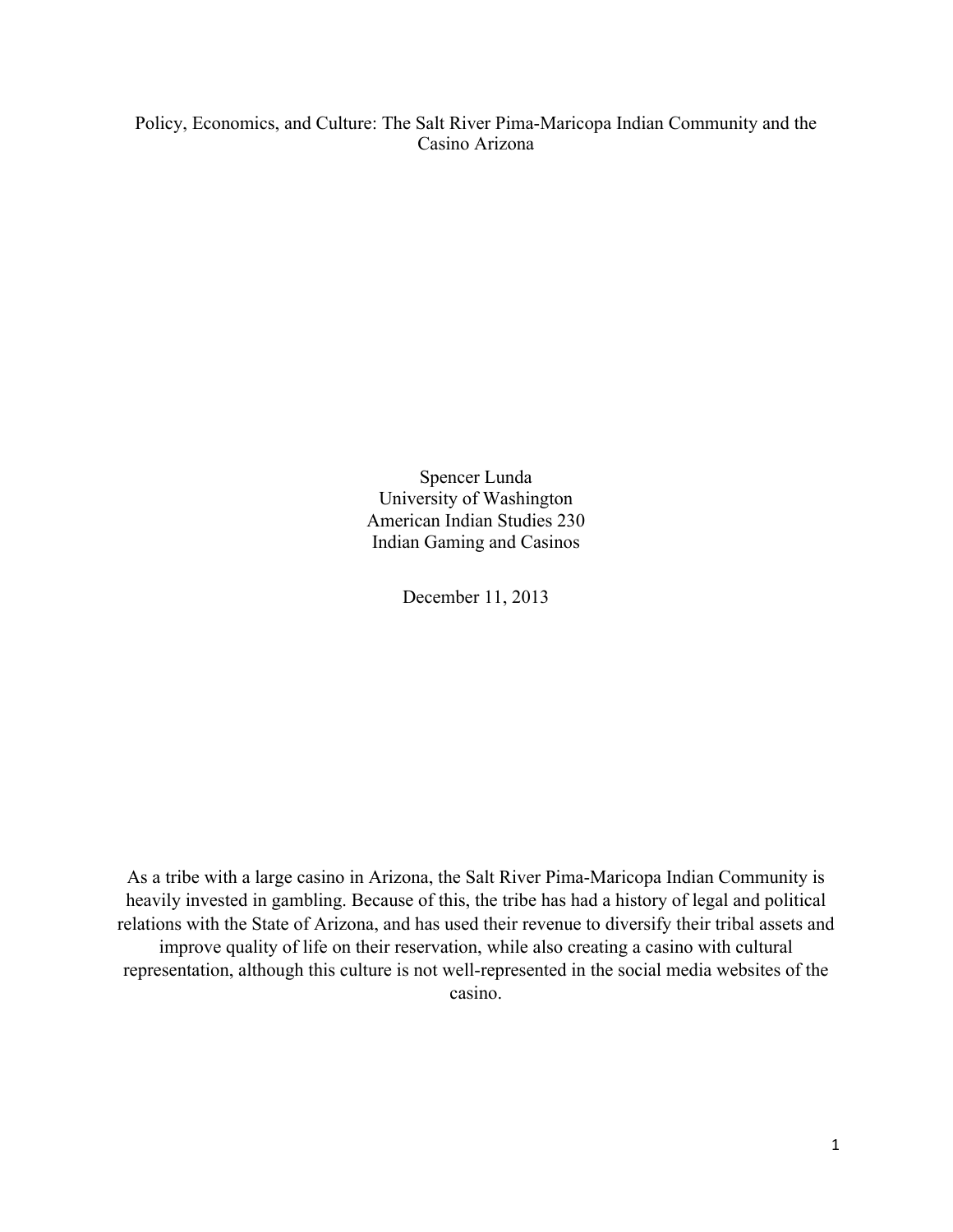# Policy, Economics, and Culture: The Salt River Pima-Maricopa Indian Community and the Casino Arizona

Spencer Lunda
University of Washington
American Indian Studies 230
Indian Gaming and Casinos

December 11, 2013

As a tribe with a large casino in Arizona, the Salt River Pima-Maricopa Indian Community is heavily invested in gambling. Because of this, the tribe has had a history of legal and political relations with the State of Arizona, and has used their revenue to diversify their tribal assets and improve quality of life on their reservation, while also creating a casino with cultural representation, although this culture is not well-represented in the social media websites of the casino.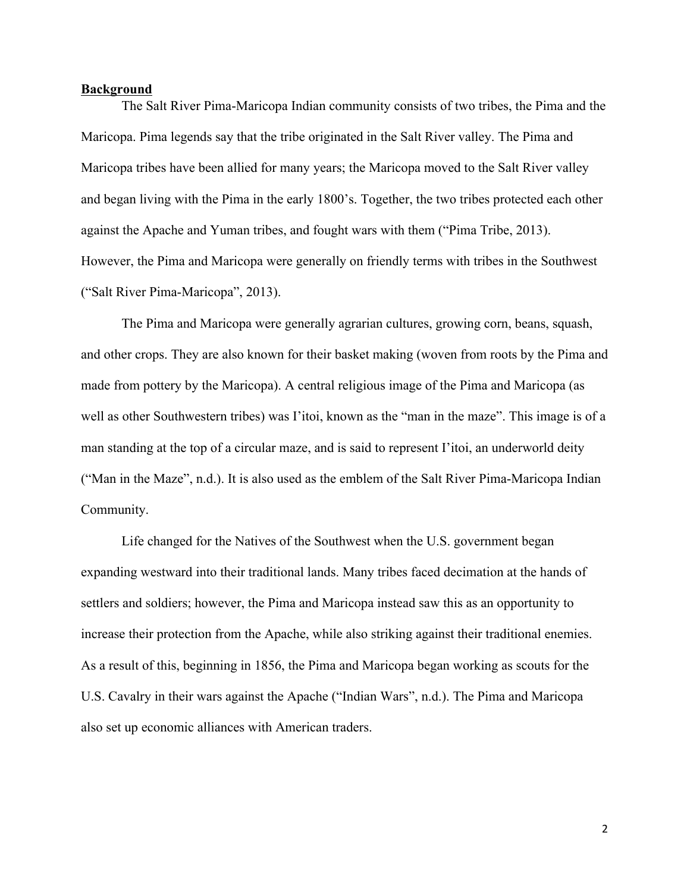**Background**

The Salt River Pima-Maricopa Indian community consists of two tribes, the Pima and the Maricopa. Pima legends say that the tribe originated in the Salt River valley. The Pima and Maricopa tribes have been allied for many years; the Maricopa moved to the Salt River valley and began living with the Pima in the early 1800's. Together, the two tribes protected each other against the Apache and Yuman tribes, and fought wars with them ("Pima Tribe, 2013). However, the Pima and Maricopa were generally on friendly terms with tribes in the Southwest ("Salt River Pima-Maricopa", 2013).

The Pima and Maricopa were generally agrarian cultures, growing corn, beans, squash, and other crops. They are also known for their basket making (woven from roots by the Pima and made from pottery by the Maricopa). A central religious image of the Pima and Maricopa (as well as other Southwestern tribes) was I'itoi, known as the "man in the maze". This image is of a man standing at the top of a circular maze, and is said to represent I'itoi, an underworld deity ("Man in the Maze", n.d.). It is also used as the emblem of the Salt River Pima-Maricopa Indian Community.

Life changed for the Natives of the Southwest when the U.S. government began expanding westward into their traditional lands. Many tribes faced decimation at the hands of settlers and soldiers; however, the Pima and Maricopa instead saw this as an opportunity to increase their protection from the Apache, while also striking against their traditional enemies. As a result of this, beginning in 1856, the Pima and Maricopa began working as scouts for the U.S. Cavalry in their wars against the Apache ("Indian Wars", n.d.). The Pima and Maricopa also set up economic alliances with American traders.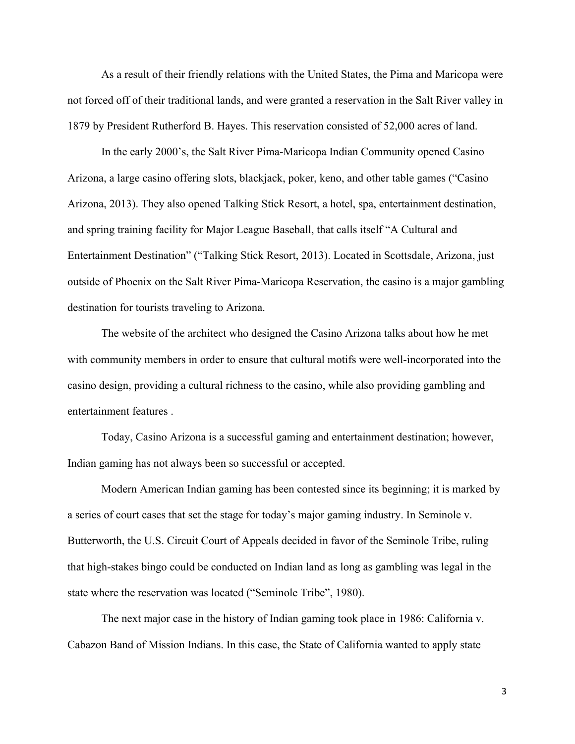As a result of their friendly relations with the United States, the Pima and Maricopa were not forced off of their traditional lands, and were granted a reservation in the Salt River valley in 1879 by President Rutherford B. Hayes. This reservation consisted of 52,000 acres of land.

In the early 2000's, the Salt River Pima-Maricopa Indian Community opened Casino Arizona, a large casino offering slots, blackjack, poker, keno, and other table games ("Casino Arizona, 2013). They also opened Talking Stick Resort, a hotel, spa, entertainment destination, and spring training facility for Major League Baseball, that calls itself "A Cultural and Entertainment Destination" ("Talking Stick Resort, 2013). Located in Scottsdale, Arizona, just outside of Phoenix on the Salt River Pima-Maricopa Reservation, the casino is a major gambling destination for tourists traveling to Arizona.

The website of the architect who designed the Casino Arizona talks about how he met with community members in order to ensure that cultural motifs were well-incorporated into the casino design, providing a cultural richness to the casino, while also providing gambling and entertainment features .

Today, Casino Arizona is a successful gaming and entertainment destination; however, Indian gaming has not always been so successful or accepted.

Modern American Indian gaming has been contested since its beginning; it is marked by a series of court cases that set the stage for today's major gaming industry. In Seminole v. Butterworth, the U.S. Circuit Court of Appeals decided in favor of the Seminole Tribe, ruling that high-stakes bingo could be conducted on Indian land as long as gambling was legal in the state where the reservation was located ("Seminole Tribe", 1980).

The next major case in the history of Indian gaming took place in 1986: California v. Cabazon Band of Mission Indians. In this case, the State of California wanted to apply state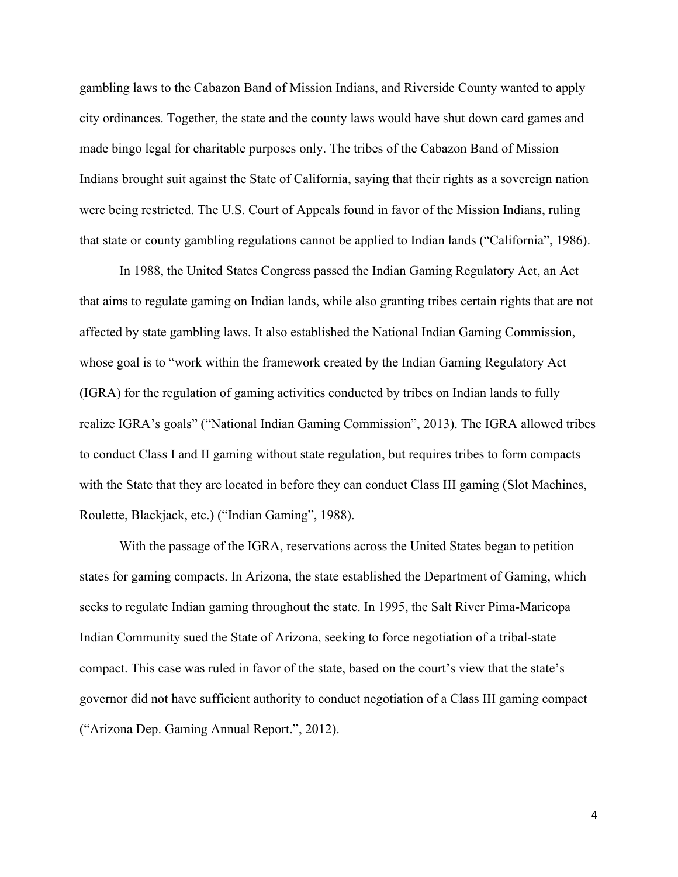gambling laws to the Cabazon Band of Mission Indians, and Riverside County wanted to apply city ordinances. Together, the state and the county laws would have shut down card games and made bingo legal for charitable purposes only. The tribes of the Cabazon Band of Mission Indians brought suit against the State of California, saying that their rights as a sovereign nation were being restricted. The U.S. Court of Appeals found in favor of the Mission Indians, ruling that state or county gambling regulations cannot be applied to Indian lands ("California", 1986).

In 1988, the United States Congress passed the Indian Gaming Regulatory Act, an Act that aims to regulate gaming on Indian lands, while also granting tribes certain rights that are not affected by state gambling laws. It also established the National Indian Gaming Commission, whose goal is to "work within the framework created by the Indian Gaming Regulatory Act (IGRA) for the regulation of gaming activities conducted by tribes on Indian lands to fully realize IGRA's goals" ("National Indian Gaming Commission", 2013). The IGRA allowed tribes to conduct Class I and II gaming without state regulation, but requires tribes to form compacts with the State that they are located in before they can conduct Class III gaming (Slot Machines, Roulette, Blackjack, etc.) ("Indian Gaming", 1988).

With the passage of the IGRA, reservations across the United States began to petition states for gaming compacts. In Arizona, the state established the Department of Gaming, which seeks to regulate Indian gaming throughout the state. In 1995, the Salt River Pima-Maricopa Indian Community sued the State of Arizona, seeking to force negotiation of a tribal-state compact. This case was ruled in favor of the state, based on the court's view that the state's governor did not have sufficient authority to conduct negotiation of a Class III gaming compact ("Arizona Dep. Gaming Annual Report.", 2012).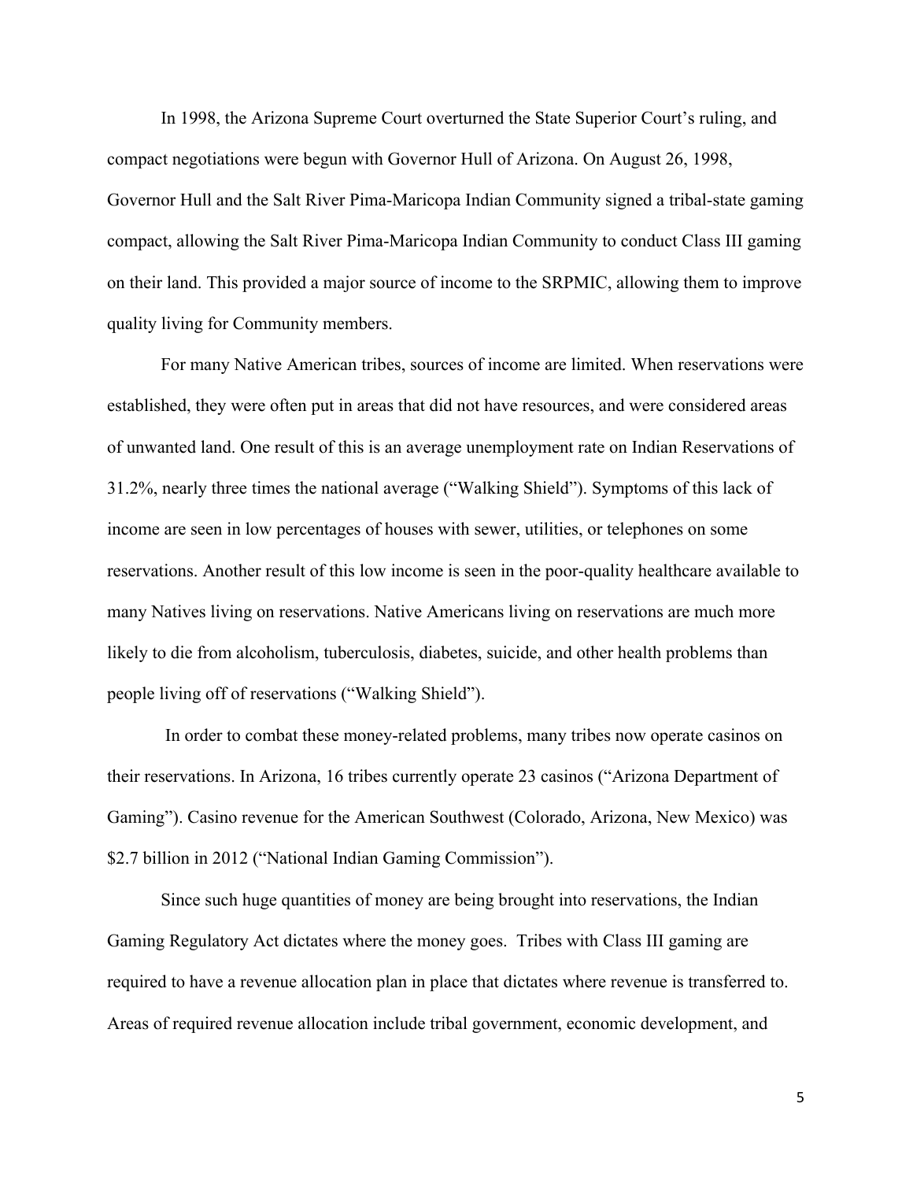In 1998, the Arizona Supreme Court overturned the State Superior Court's ruling, and compact negotiations were begun with Governor Hull of Arizona. On August 26, 1998, Governor Hull and the Salt River Pima-Maricopa Indian Community signed a tribal-state gaming compact, allowing the Salt River Pima-Maricopa Indian Community to conduct Class III gaming on their land. This provided a major source of income to the SRPMIC, allowing them to improve quality living for Community members.

For many Native American tribes, sources of income are limited. When reservations were established, they were often put in areas that did not have resources, and were considered areas of unwanted land. One result of this is an average unemployment rate on Indian Reservations of 31.2%, nearly three times the national average ("Walking Shield"). Symptoms of this lack of income are seen in low percentages of houses with sewer, utilities, or telephones on some reservations. Another result of this low income is seen in the poor-quality healthcare available to many Natives living on reservations. Native Americans living on reservations are much more likely to die from alcoholism, tuberculosis, diabetes, suicide, and other health problems than people living off of reservations ("Walking Shield").

In order to combat these money-related problems, many tribes now operate casinos on their reservations. In Arizona, 16 tribes currently operate 23 casinos ("Arizona Department of Gaming"). Casino revenue for the American Southwest (Colorado, Arizona, New Mexico) was $2.7 billion in 2012 ("National Indian Gaming Commission").

Since such huge quantities of money are being brought into reservations, the Indian Gaming Regulatory Act dictates where the money goes. Tribes with Class III gaming are required to have a revenue allocation plan in place that dictates where revenue is transferred to. Areas of required revenue allocation include tribal government, economic development, and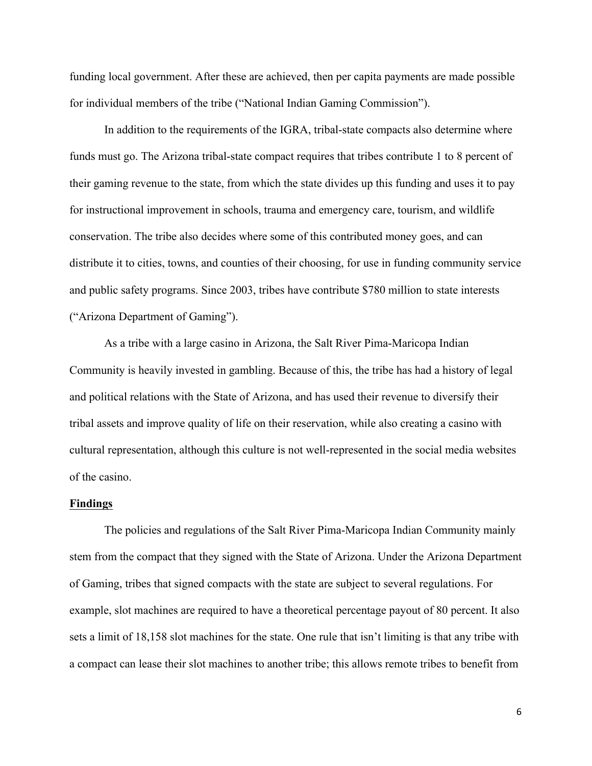funding local government. After these are achieved, then per capita payments are made possible for individual members of the tribe ("National Indian Gaming Commission").

In addition to the requirements of the IGRA, tribal-state compacts also determine where funds must go. The Arizona tribal-state compact requires that tribes contribute 1 to 8 percent of their gaming revenue to the state, from which the state divides up this funding and uses it to pay for instructional improvement in schools, trauma and emergency care, tourism, and wildlife conservation. The tribe also decides where some of this contributed money goes, and can distribute it to cities, towns, and counties of their choosing, for use in funding community service and public safety programs. Since 2003, tribes have contribute $780 million to state interests ("Arizona Department of Gaming").

As a tribe with a large casino in Arizona, the Salt River Pima-Maricopa Indian Community is heavily invested in gambling. Because of this, the tribe has had a history of legal and political relations with the State of Arizona, and has used their revenue to diversify their tribal assets and improve quality of life on their reservation, while also creating a casino with cultural representation, although this culture is not well-represented in the social media websites of the casino.

## Findings

The policies and regulations of the Salt River Pima-Maricopa Indian Community mainly stem from the compact that they signed with the State of Arizona. Under the Arizona Department of Gaming, tribes that signed compacts with the state are subject to several regulations. For example, slot machines are required to have a theoretical percentage payout of 80 percent. It also sets a limit of 18,158 slot machines for the state. One rule that isn't limiting is that any tribe with a compact can lease their slot machines to another tribe; this allows remote tribes to benefit from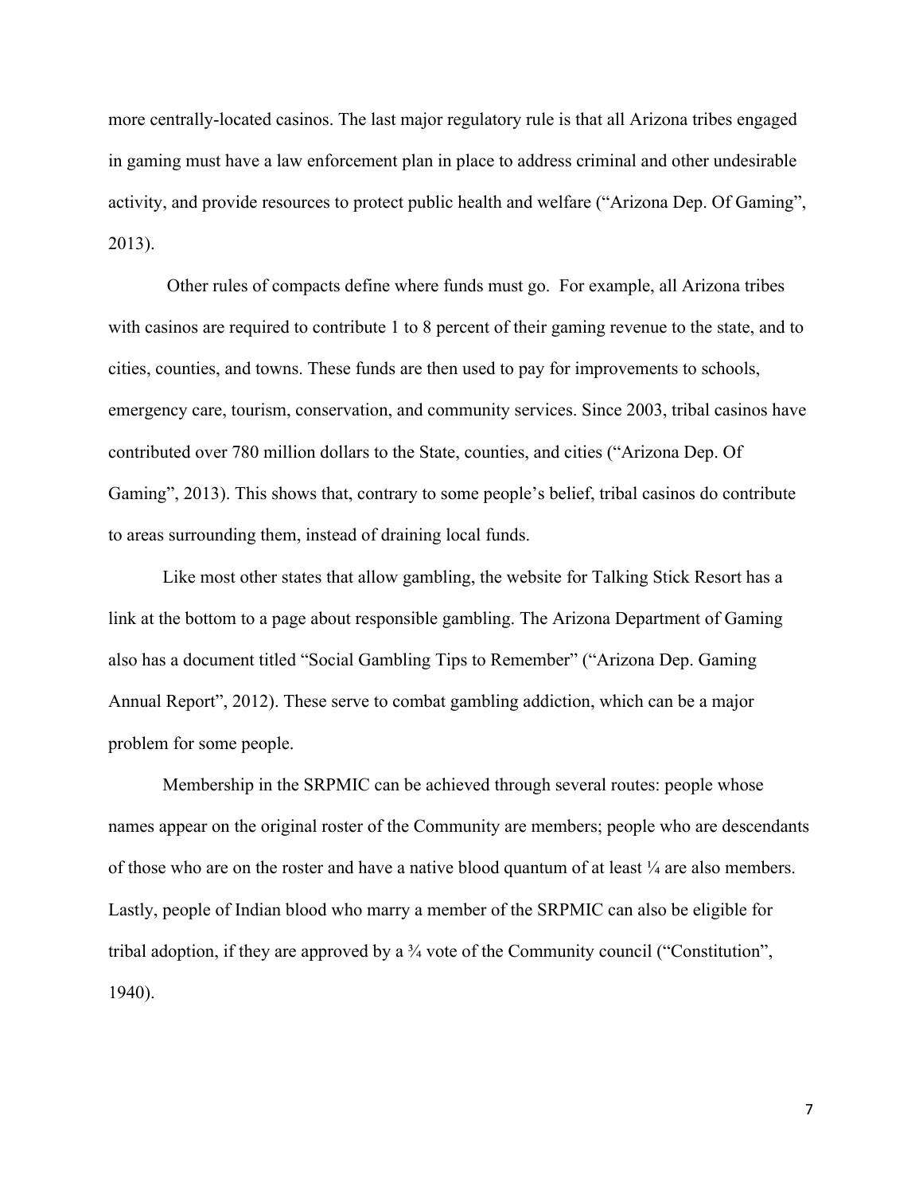more centrally-located casinos. The last major regulatory rule is that all Arizona tribes engaged in gaming must have a law enforcement plan in place to address criminal and other undesirable activity, and provide resources to protect public health and welfare ("Arizona Dep. Of Gaming", 2013).

Other rules of compacts define where funds must go. For example, all Arizona tribes with casinos are required to contribute 1 to 8 percent of their gaming revenue to the state, and to cities, counties, and towns. These funds are then used to pay for improvements to schools, emergency care, tourism, conservation, and community services. Since 2003, tribal casinos have contributed over 780 million dollars to the State, counties, and cities ("Arizona Dep. Of Gaming", 2013). This shows that, contrary to some people's belief, tribal casinos do contribute to areas surrounding them, instead of draining local funds.

Like most other states that allow gambling, the website for Talking Stick Resort has a link at the bottom to a page about responsible gambling. The Arizona Department of Gaming also has a document titled "Social Gambling Tips to Remember" ("Arizona Dep. Gaming Annual Report", 2012). These serve to combat gambling addiction, which can be a major problem for some people.

Membership in the SRPMIC can be achieved through several routes: people whose names appear on the original roster of the Community are members; people who are descendants of those who are on the roster and have a native blood quantum of at least ¼ are also members. Lastly, people of Indian blood who marry a member of the SRPMIC can also be eligible for tribal adoption, if they are approved by a ¾ vote of the Community council ("Constitution", 1940).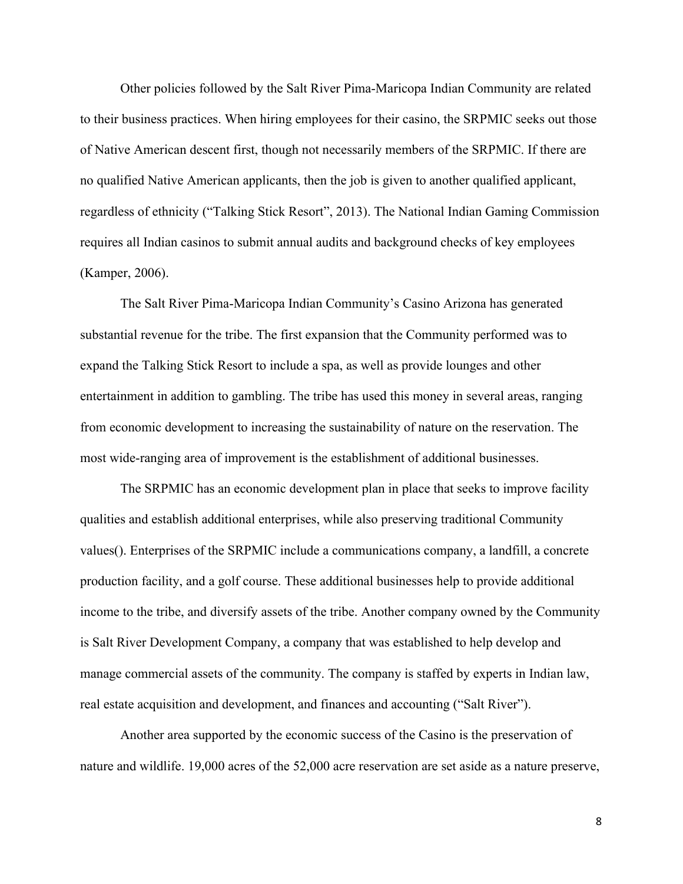Other policies followed by the Salt River Pima-Maricopa Indian Community are related to their business practices. When hiring employees for their casino, the SRPMIC seeks out those of Native American descent first, though not necessarily members of the SRPMIC. If there are no qualified Native American applicants, then the job is given to another qualified applicant, regardless of ethnicity ("Talking Stick Resort", 2013). The National Indian Gaming Commission requires all Indian casinos to submit annual audits and background checks of key employees (Kamper, 2006).

The Salt River Pima-Maricopa Indian Community's Casino Arizona has generated substantial revenue for the tribe. The first expansion that the Community performed was to expand the Talking Stick Resort to include a spa, as well as provide lounges and other entertainment in addition to gambling. The tribe has used this money in several areas, ranging from economic development to increasing the sustainability of nature on the reservation. The most wide-ranging area of improvement is the establishment of additional businesses.

The SRPMIC has an economic development plan in place that seeks to improve facility qualities and establish additional enterprises, while also preserving traditional Community values(). Enterprises of the SRPMIC include a communications company, a landfill, a concrete production facility, and a golf course. These additional businesses help to provide additional income to the tribe, and diversify assets of the tribe. Another company owned by the Community is Salt River Development Company, a company that was established to help develop and manage commercial assets of the community. The company is staffed by experts in Indian law, real estate acquisition and development, and finances and accounting ("Salt River").

Another area supported by the economic success of the Casino is the preservation of nature and wildlife. 19,000 acres of the 52,000 acre reservation are set aside as a nature preserve,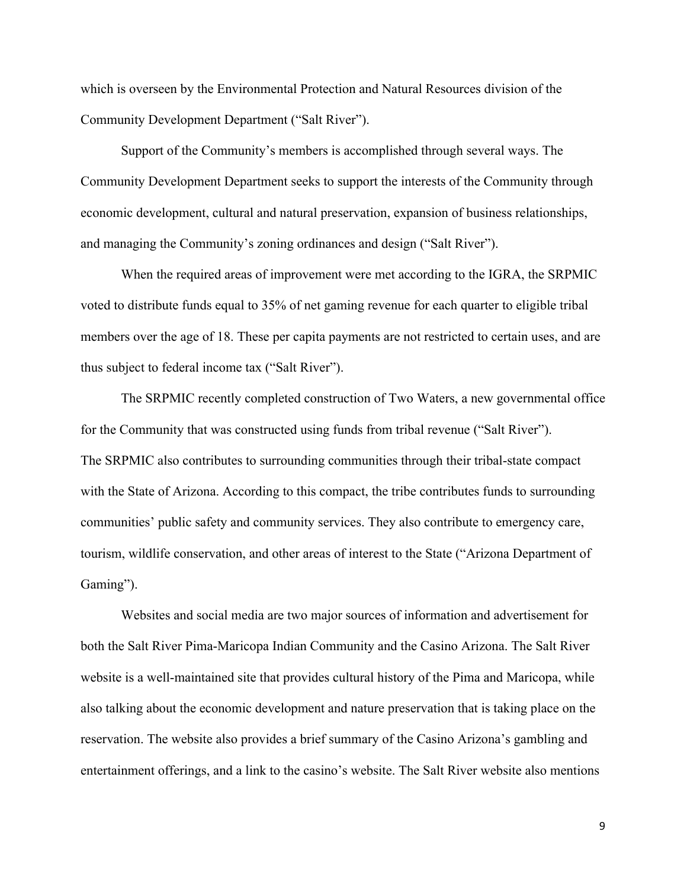which is overseen by the Environmental Protection and Natural Resources division of the Community Development Department ("Salt River").

Support of the Community's members is accomplished through several ways. The Community Development Department seeks to support the interests of the Community through economic development, cultural and natural preservation, expansion of business relationships, and managing the Community's zoning ordinances and design ("Salt River").

When the required areas of improvement were met according to the IGRA, the SRPMIC voted to distribute funds equal to 35% of net gaming revenue for each quarter to eligible tribal members over the age of 18. These per capita payments are not restricted to certain uses, and are thus subject to federal income tax ("Salt River").

The SRPMIC recently completed construction of Two Waters, a new governmental office for the Community that was constructed using funds from tribal revenue ("Salt River"). The SRPMIC also contributes to surrounding communities through their tribal-state compact with the State of Arizona. According to this compact, the tribe contributes funds to surrounding communities' public safety and community services. They also contribute to emergency care, tourism, wildlife conservation, and other areas of interest to the State ("Arizona Department of Gaming").

Websites and social media are two major sources of information and advertisement for both the Salt River Pima-Maricopa Indian Community and the Casino Arizona. The Salt River website is a well-maintained site that provides cultural history of the Pima and Maricopa, while also talking about the economic development and nature preservation that is taking place on the reservation. The website also provides a brief summary of the Casino Arizona's gambling and entertainment offerings, and a link to the casino's website. The Salt River website also mentions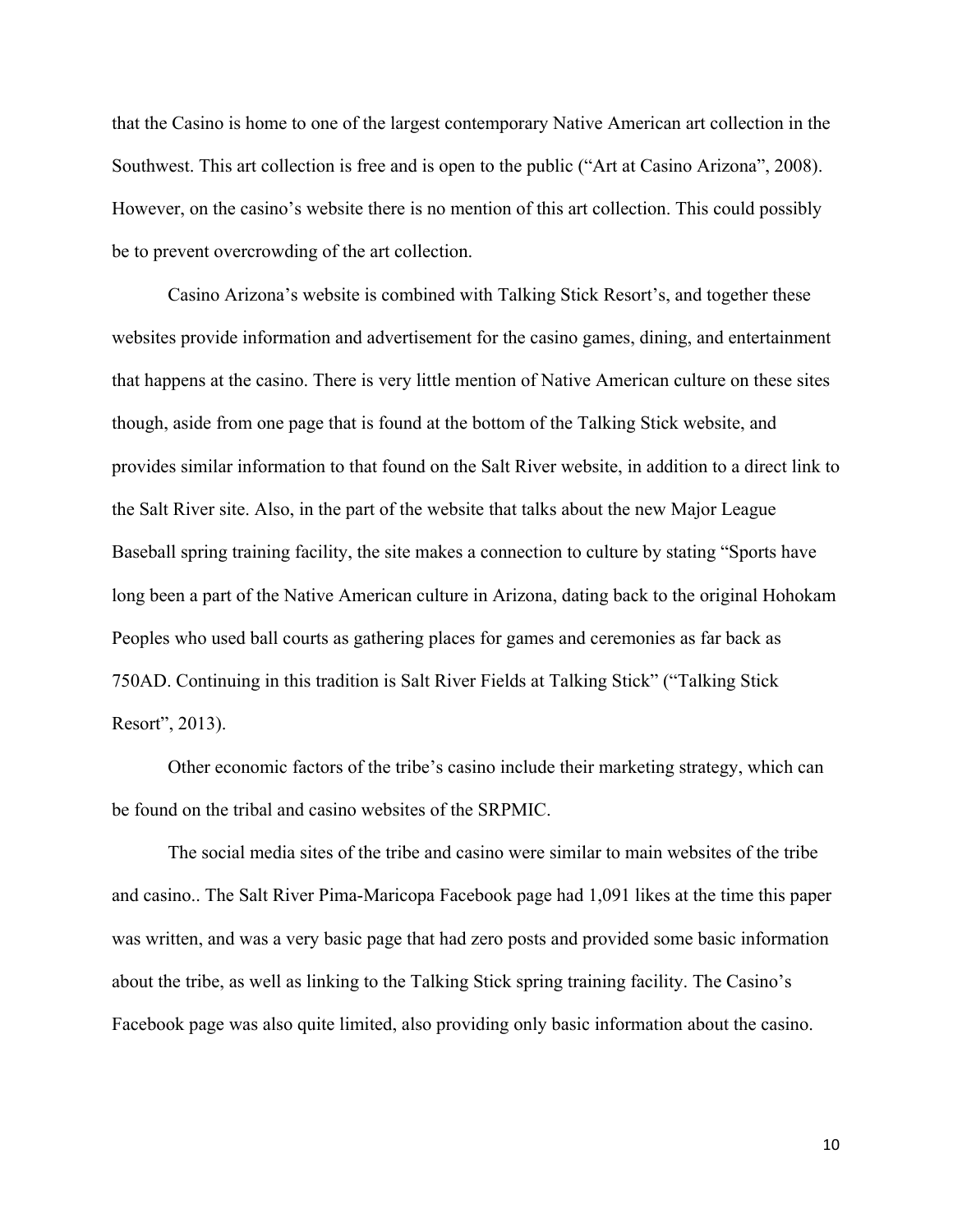that the Casino is home to one of the largest contemporary Native American art collection in the Southwest. This art collection is free and is open to the public ("Art at Casino Arizona", 2008). However, on the casino's website there is no mention of this art collection. This could possibly be to prevent overcrowding of the art collection.

Casino Arizona's website is combined with Talking Stick Resort's, and together these websites provide information and advertisement for the casino games, dining, and entertainment that happens at the casino. There is very little mention of Native American culture on these sites though, aside from one page that is found at the bottom of the Talking Stick website, and provides similar information to that found on the Salt River website, in addition to a direct link to the Salt River site. Also, in the part of the website that talks about the new Major League Baseball spring training facility, the site makes a connection to culture by stating "Sports have long been a part of the Native American culture in Arizona, dating back to the original Hohokam Peoples who used ball courts as gathering places for games and ceremonies as far back as 750AD. Continuing in this tradition is Salt River Fields at Talking Stick" ("Talking Stick Resort", 2013).

Other economic factors of the tribe's casino include their marketing strategy, which can be found on the tribal and casino websites of the SRPMIC.

The social media sites of the tribe and casino were similar to main websites of the tribe and casino.. The Salt River Pima-Maricopa Facebook page had 1,091 likes at the time this paper was written, and was a very basic page that had zero posts and provided some basic information about the tribe, as well as linking to the Talking Stick spring training facility. The Casino's Facebook page was also quite limited, also providing only basic information about the casino.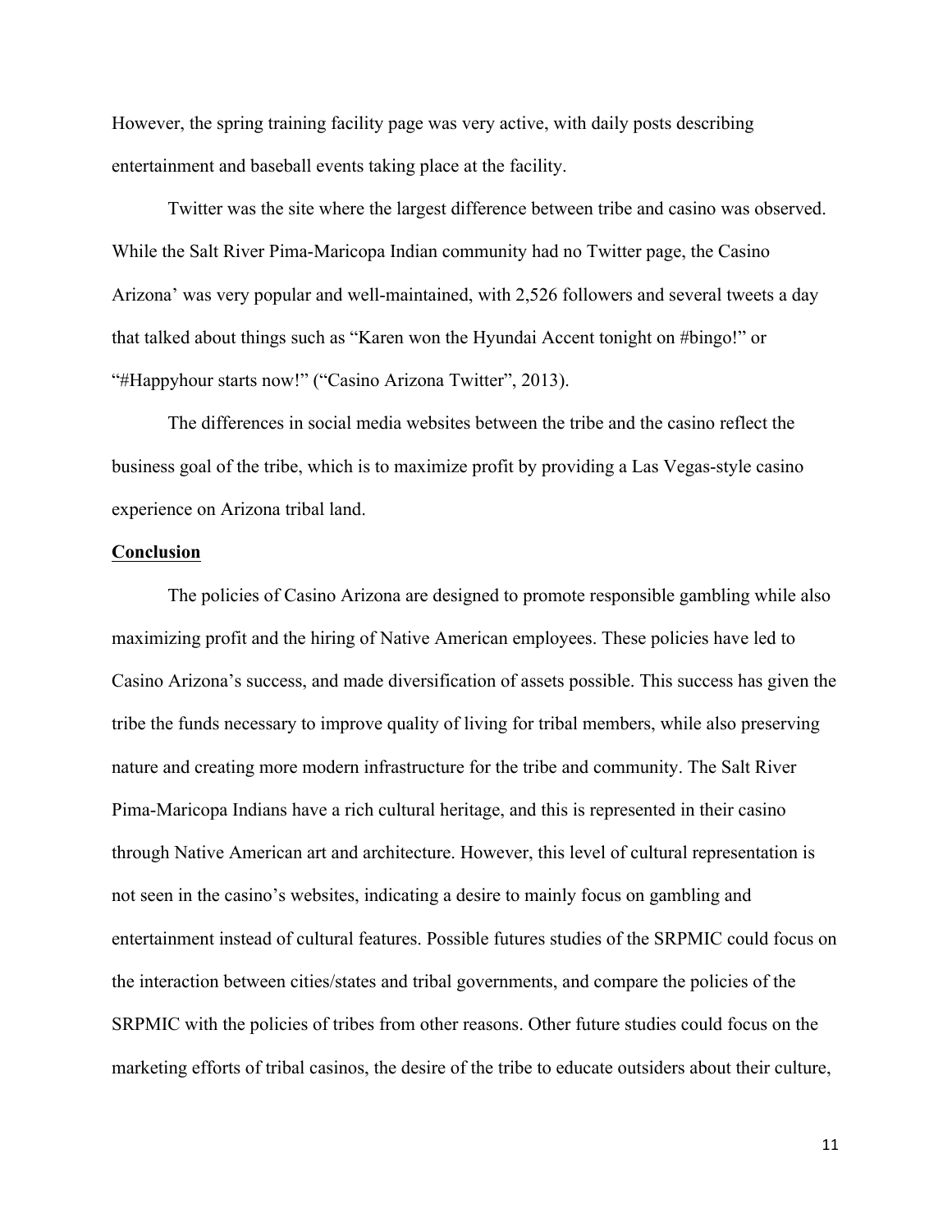However, the spring training facility page was very active, with daily posts describing entertainment and baseball events taking place at the facility.

Twitter was the site where the largest difference between tribe and casino was observed. While the Salt River Pima-Maricopa Indian community had no Twitter page, the Casino Arizona' was very popular and well-maintained, with 2,526 followers and several tweets a day that talked about things such as "Karen won the Hyundai Accent tonight on #bingo!" or "#Happyhour starts now!" ("Casino Arizona Twitter", 2013).

The differences in social media websites between the tribe and the casino reflect the business goal of the tribe, which is to maximize profit by providing a Las Vegas-style casino experience on Arizona tribal land.

**Conclusion**

The policies of Casino Arizona are designed to promote responsible gambling while also maximizing profit and the hiring of Native American employees. These policies have led to Casino Arizona's success, and made diversification of assets possible. This success has given the tribe the funds necessary to improve quality of living for tribal members, while also preserving nature and creating more modern infrastructure for the tribe and community. The Salt River Pima-Maricopa Indians have a rich cultural heritage, and this is represented in their casino through Native American art and architecture. However, this level of cultural representation is not seen in the casino's websites, indicating a desire to mainly focus on gambling and entertainment instead of cultural features. Possible futures studies of the SRPMIC could focus on the interaction between cities/states and tribal governments, and compare the policies of the SRPMIC with the policies of tribes from other reasons. Other future studies could focus on the marketing efforts of tribal casinos, the desire of the tribe to educate outsiders about their culture,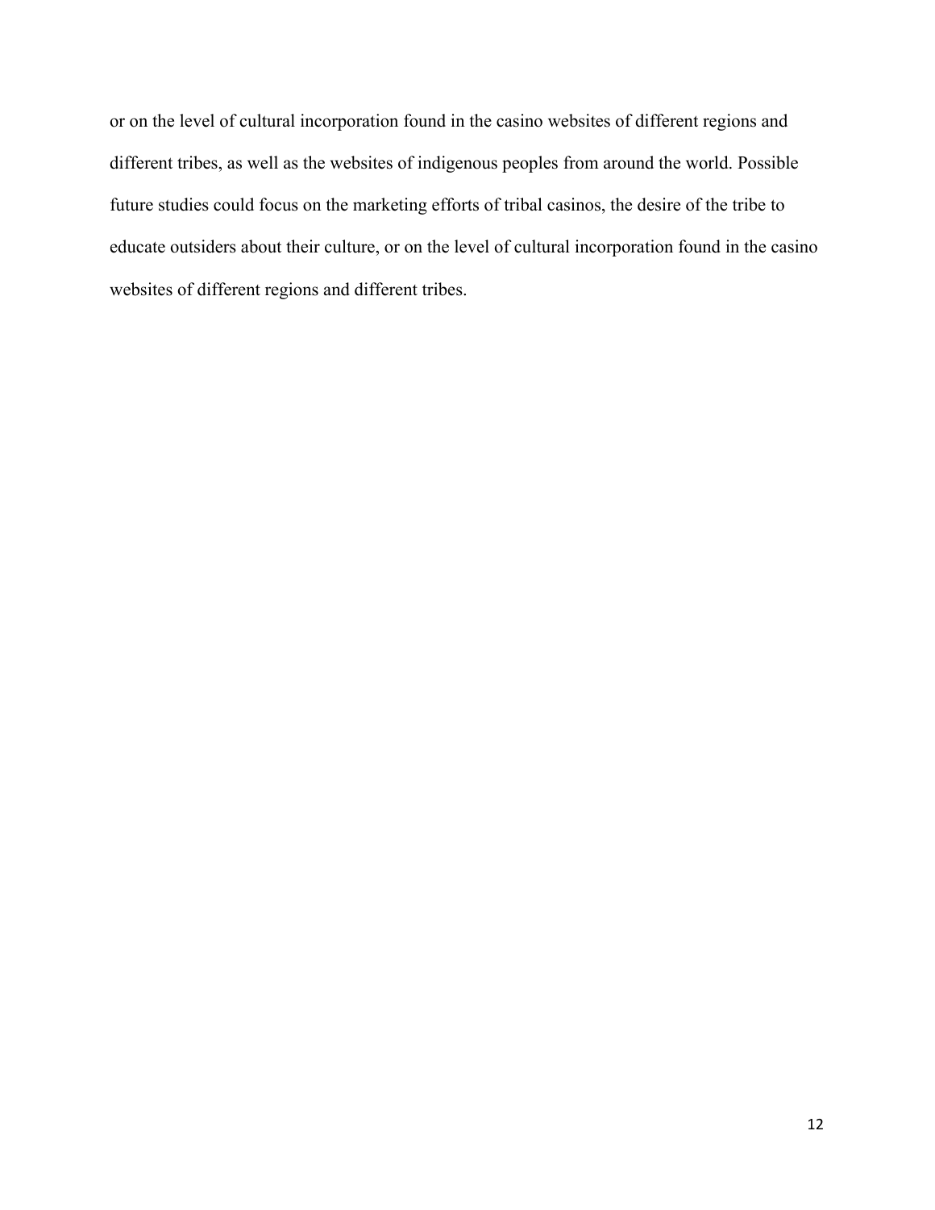or on the level of cultural incorporation found in the casino websites of different regions and different tribes, as well as the websites of indigenous peoples from around the world. Possible future studies could focus on the marketing efforts of tribal casinos, the desire of the tribe to educate outsiders about their culture, or on the level of cultural incorporation found in the casino websites of different regions and different tribes.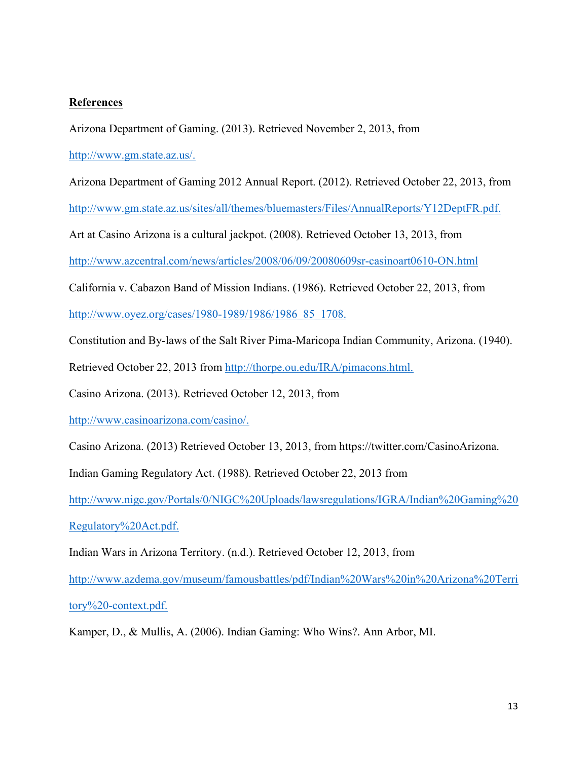**References**

Arizona Department of Gaming. (2013). Retrieved November 2, 2013, from http://www.gm.state.az.us/.

Arizona Department of Gaming 2012 Annual Report. (2012). Retrieved October 22, 2013, from http://www.gm.state.az.us/sites/all/themes/bluemasters/Files/AnnualReports/Y12DeptFR.pdf.

Art at Casino Arizona is a cultural jackpot. (2008). Retrieved October 13, 2013, from http://www.azcentral.com/news/articles/2008/06/09/20080609sr-casinoart0610-ON.html

California v. Cabazon Band of Mission Indians. (1986). Retrieved October 22, 2013, from http://www.oyez.org/cases/1980-1989/1986/1986_85_1708.

Constitution and By-laws of the Salt River Pima-Maricopa Indian Community, Arizona. (1940). Retrieved October 22, 2013 from http://thorpe.ou.edu/IRA/pimacons.html.

Casino Arizona. (2013). Retrieved October 12, 2013, from http://www.casinoarizona.com/casino/.

Casino Arizona. (2013) Retrieved October 13, 2013, from https://twitter.com/CasinoArizona.

Indian Gaming Regulatory Act. (1988). Retrieved October 22, 2013 from http://www.nigc.gov/Portals/0/NIGC%20Uploads/lawsregulations/IGRA/Indian%20Gaming%20Regulatory%20Act.pdf.

Indian Wars in Arizona Territory. (n.d.). Retrieved October 12, 2013, from http://www.azdema.gov/museum/famousbattles/pdf/Indian%20Wars%20in%20Arizona%20Territory%20-context.pdf.

Kamper, D., & Mullis, A. (2006). Indian Gaming: Who Wins?. Ann Arbor, MI.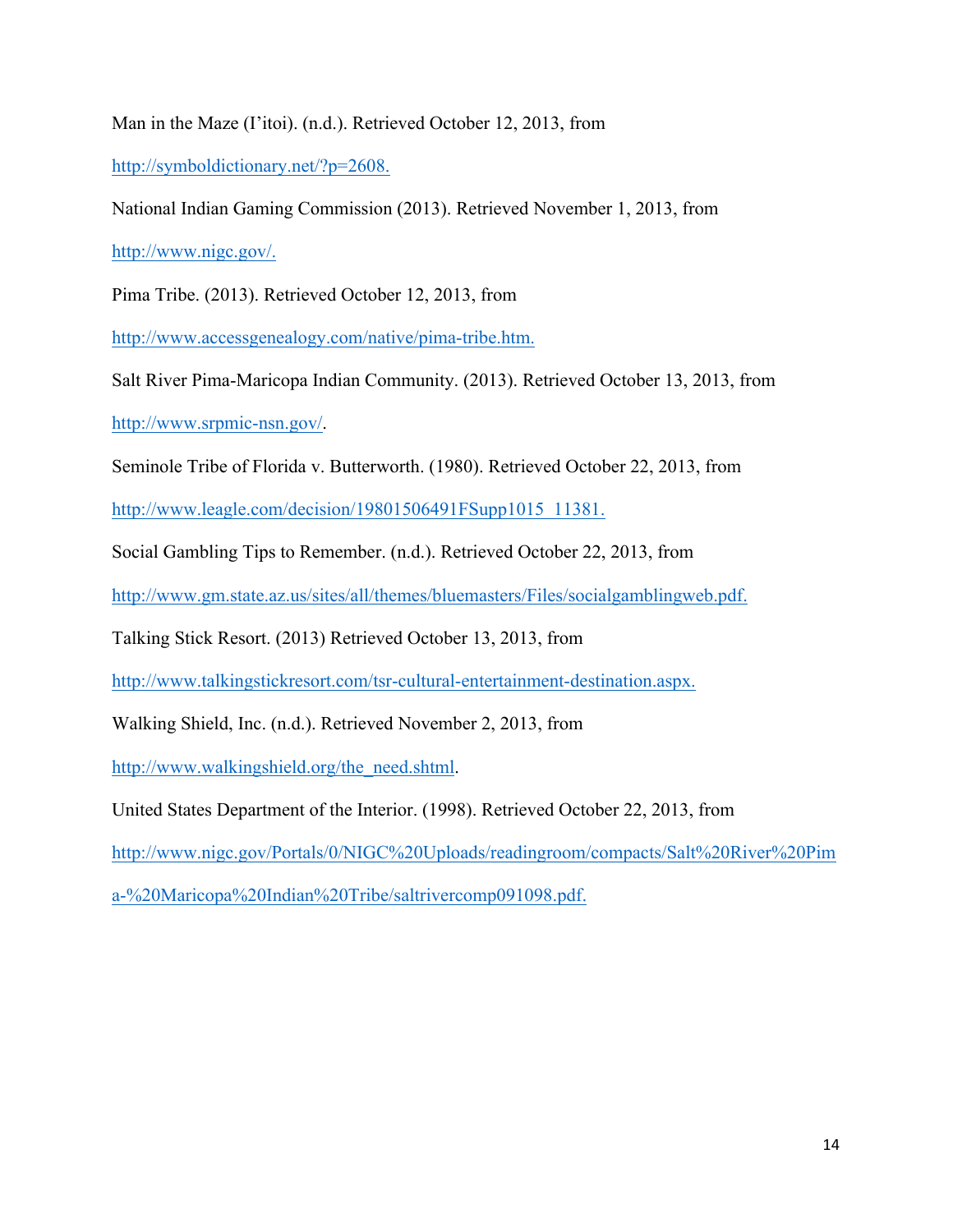Man in the Maze (I'itoi). (n.d.). Retrieved October 12, 2013, from

http://symboldictionary.net/?p=2608.

National Indian Gaming Commission (2013). Retrieved November 1, 2013, from

http://www.nigc.gov/.

Pima Tribe. (2013). Retrieved October 12, 2013, from

http://www.accessgenealogy.com/native/pima-tribe.htm.

Salt River Pima-Maricopa Indian Community. (2013). Retrieved October 13, 2013, from

http://www.srpmic-nsn.gov/.

Seminole Tribe of Florida v. Butterworth. (1980). Retrieved October 22, 2013, from

http://www.leagle.com/decision/19801506491FSupp1015_11381.

Social Gambling Tips to Remember. (n.d.). Retrieved October 22, 2013, from

http://www.gm.state.az.us/sites/all/themes/bluemasters/Files/socialgamblingweb.pdf.

Talking Stick Resort. (2013) Retrieved October 13, 2013, from

http://www.talkingstickresort.com/tsr-cultural-entertainment-destination.aspx.

Walking Shield, Inc. (n.d.). Retrieved November 2, 2013, from

http://www.walkingshield.org/the_need.shtml.

United States Department of the Interior. (1998). Retrieved October 22, 2013, from

http://www.nigc.gov/Portals/0/NIGC%20Uploads/readingroom/compacts/Salt%20River%20Pima-%20Maricopa%20Indian%20Tribe/saltrivercomp091098.pdf.